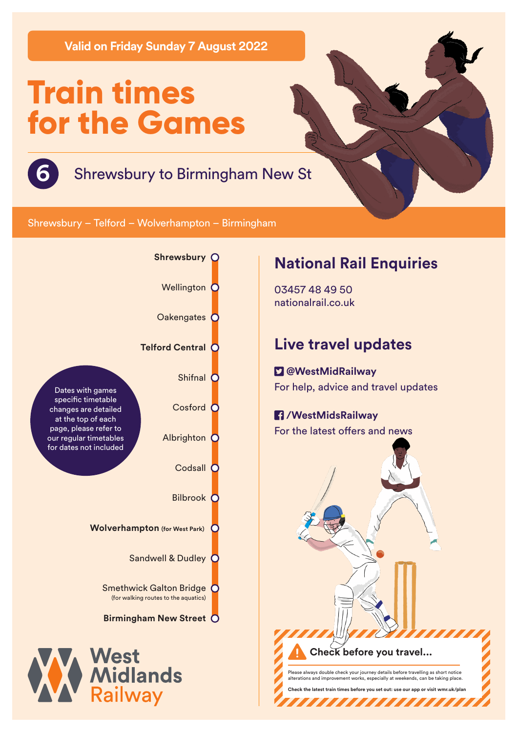Valid on Friday Sunday 7 August 2022

# Train times for the Games

## 6 Shrewsbury to Birmingham New St

Shrewsbury – Telford – Wolverhampton – Birmingham

- **Shrewsbury**
- Wellington
- Oakengates
- **Telford Central**
- Shifnal
- Cosford
- Albrighton
- Codsall
- Bilbrook
- **Wolverhampton** (for West Park)
- Sandwell & Dudley
- Smethwick Galton Bridge (for walking routes to the aquatics)
- **Birmingham New Street**

Dates with games specific timetable changes are detailed at the top of each page, please refer to our regular timetables for dates not included

West Midlands Railway

## National Rail Enquiries

03457 48 49 50
nationalrail.co.uk

## Live travel updates

**@WestMidRailway**
For help, advice and travel updates

**/WestMidsRailway**
For the latest offers and news

**Check before you travel...**

Please always double check your journey details before travelling as short notice alterations and improvement works, especially at weekends, can be taking place.

**Check the latest train times before you set out: use our app or visit wmr.uk/plan**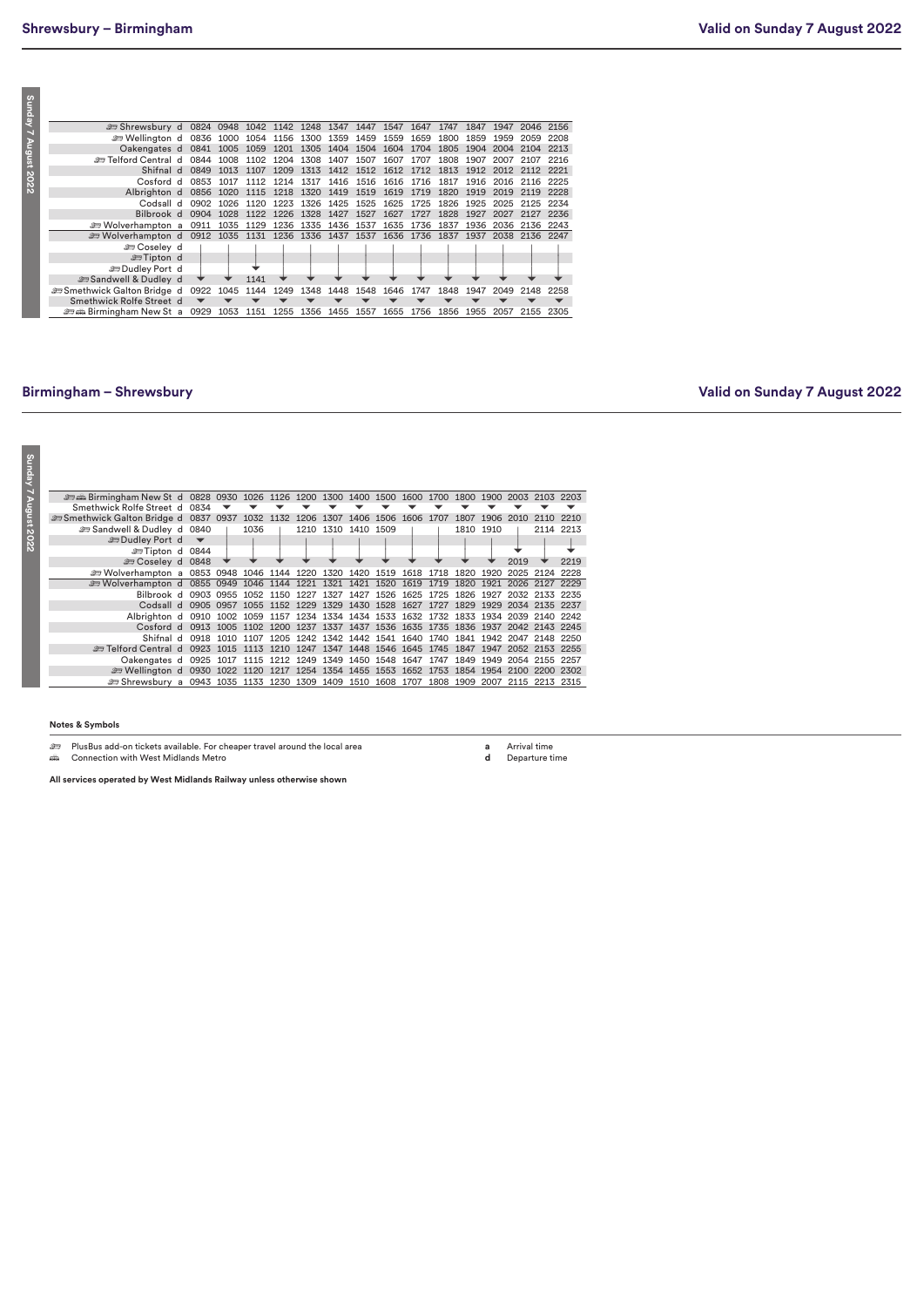## Shrewsbury – Birmingham

**Valid on Sunday 7 August 2022**

Sunday 7 August 2022

| | | | | | | | | | | | | | | | |
|---|---|---|---|---|---|---|---|---|---|---|---|---|---|---|---|
| Shrewsbury | d | 0824 | 0948 | 1042 | 1142 | 1248 | 1347 | 1447 | 1547 | 1647 | 1747 | 1847 | 1947 | 2046 | 2156 |
| Wellington | d | 0836 | 1000 | 1054 | 1156 | 1300 | 1359 | 1459 | 1559 | 1659 | 1800 | 1859 | 1959 | 2059 | 2208 |
| Oakengates | d | 0841 | 1005 | 1059 | 1201 | 1305 | 1404 | 1504 | 1604 | 1704 | 1805 | 1904 | 2004 | 2104 | 2213 |
| Telford Central | d | 0844 | 1008 | 1102 | 1204 | 1308 | 1407 | 1507 | 1607 | 1707 | 1808 | 1907 | 2007 | 2107 | 2216 |
| Shifnal | d | 0849 | 1013 | 1107 | 1209 | 1313 | 1412 | 1512 | 1612 | 1712 | 1813 | 1912 | 2012 | 2112 | 2221 |
| Cosford | d | 0853 | 1017 | 1112 | 1214 | 1317 | 1416 | 1516 | 1616 | 1716 | 1817 | 1916 | 2016 | 2116 | 2225 |
| Albrighton | d | 0856 | 1020 | 1115 | 1218 | 1320 | 1419 | 1519 | 1619 | 1719 | 1820 | 1919 | 2019 | 2119 | 2228 |
| Codsall | d | 0902 | 1026 | 1120 | 1223 | 1326 | 1425 | 1525 | 1625 | 1725 | 1826 | 1925 | 2025 | 2125 | 2234 |
| Bilbrook | d | 0904 | 1028 | 1122 | 1226 | 1328 | 1427 | 1527 | 1627 | 1727 | 1828 | 1927 | 2027 | 2127 | 2236 |
| Wolverhampton | a | 0911 | 1035 | 1129 | 1236 | 1335 | 1436 | 1537 | 1635 | 1736 | 1837 | 1936 | 2036 | 2136 | 2243 |
| Wolverhampton | d | 0912 | 1035 | 1131 | 1236 | 1336 | 1437 | 1537 | 1636 | 1736 | 1837 | 1937 | 2038 | 2136 | 2247 |
| Coseley | d | | | | | | | | | | | | | | |
| Tipton | d | | | | | | | | | | | | | | |
| Dudley Port | d | | | ▼ | | | | | | | | | | | |
| Sandwell & Dudley | d | ▼ | ▼ | 1141 | ▼ | ▼ | ▼ | ▼ | ▼ | ▼ | ▼ | ▼ | ▼ | ▼ | ▼ |
| Smethwick Galton Bridge | d | 0922 | 1045 | 1144 | 1249 | 1348 | 1448 | 1548 | 1646 | 1747 | 1848 | 1947 | 2049 | 2148 | 2258 |
| Smethwick Rolfe Street | d | ▼ | ▼ | ▼ | ▼ | ▼ | ▼ | ▼ | ▼ | ▼ | ▼ | ▼ | ▼ | ▼ | ▼ |
| Birmingham New St | a | 0929 | 1053 | 1151 | 1255 | 1356 | 1455 | 1557 | 1655 | 1756 | 1856 | 1955 | 2057 | 2155 | 2305 |

## Birmingham – Shrewsbury

**Valid on Sunday 7 August 2022**

Sunday 7 August 2022

| | | | | | | | | | | | | | | | | |
|---|---|---|---|---|---|---|---|---|---|---|---|---|---|---|---|---|
| Birmingham New St | d | 0828 | 0930 | 1026 | 1126 | 1200 | 1300 | 1400 | 1500 | 1600 | 1700 | 1800 | 1900 | 2003 | 2103 | 2203 |
| Smethwick Rolfe Street | d | 0834 | ▼ | ▼ | ▼ | ▼ | ▼ | ▼ | ▼ | ▼ | ▼ | ▼ | ▼ | ▼ | ▼ | ▼ |
| Smethwick Galton Bridge | d | 0837 | 0937 | 1032 | 1132 | 1206 | 1307 | 1406 | 1506 | 1606 | 1707 | 1807 | 1906 | 2010 | 2110 | 2210 |
| Sandwell & Dudley | d | 0840 | | 1036 | | 1210 | 1310 | 1410 | 1509 | | | 1810 | 1910 | | 2114 | 2213 |
| Dudley Port | d | ▼ | | | | | | | | | | | | | | |
| Tipton | d | 0844 | | | | | | | | | | | | ▼ | | ▼ |
| Coseley | d | ▼ | ▼ | ▼ | ▼ | ▼ | ▼ | ▼ | ▼ | ▼ | ▼ | ▼ | ▼ | 2019 | ▼ | 2219 |
| Wolverhampton | a | 0853 | 0948 | 1046 | 1144 | 1220 | 1320 | 1420 | 1519 | 1618 | 1718 | 1820 | 1920 | 2025 | 2124 | 2228 |
| Wolverhampton | d | 0855 | 0949 | 1046 | 1144 | 1221 | 1321 | 1421 | 1520 | 1619 | 1719 | 1820 | 1921 | 2026 | 2127 | 2229 |
| Bilbrook | d | 0903 | 0955 | 1052 | 1150 | 1227 | 1327 | 1427 | 1526 | 1625 | 1725 | 1826 | 1927 | 2032 | 2133 | 2235 |
| Codsall | d | 0905 | 0957 | 1055 | 1152 | 1229 | 1329 | 1430 | 1528 | 1627 | 1727 | 1829 | 1929 | 2034 | 2135 | 2237 |
| Albrighton | d | 0910 | 1002 | 1059 | 1157 | 1234 | 1334 | 1434 | 1533 | 1632 | 1732 | 1833 | 1934 | 2039 | 2140 | 2242 |
| Cosford | d | 0913 | 1005 | 1102 | 1200 | 1237 | 1337 | 1437 | 1536 | 1635 | 1735 | 1836 | 1937 | 2042 | 2143 | 2245 |
| Shifnal | d | 0918 | 1010 | 1107 | 1205 | 1242 | 1342 | 1442 | 1541 | 1640 | 1740 | 1841 | 1942 | 2047 | 2148 | 2250 |
| Telford Central | d | 0923 | 1015 | 1113 | 1210 | 1247 | 1347 | 1448 | 1546 | 1645 | 1745 | 1847 | 1947 | 2052 | 2153 | 2255 |
| Oakengates | d | 0925 | 1017 | 1115 | 1212 | 1249 | 1349 | 1450 | 1548 | 1647 | 1747 | 1849 | 1949 | 2054 | 2155 | 2257 |
| Wellington | d | 0930 | 1022 | 1120 | 1217 | 1254 | 1354 | 1455 | 1553 | 1652 | 1753 | 1854 | 1954 | 2100 | 2200 | 2302 |
| Shrewsbury | a | 0943 | 1035 | 1133 | 1230 | 1309 | 1409 | 1510 | 1608 | 1707 | 1808 | 1909 | 2007 | 2115 | 2213 | 2315 |

**Notes & Symbols**

PlusBus add-on tickets available. For cheaper travel around the local area

Connection with West Midlands Metro

**a** Arrival time

**d** Departure time

**All services operated by West Midlands Railway unless otherwise shown**